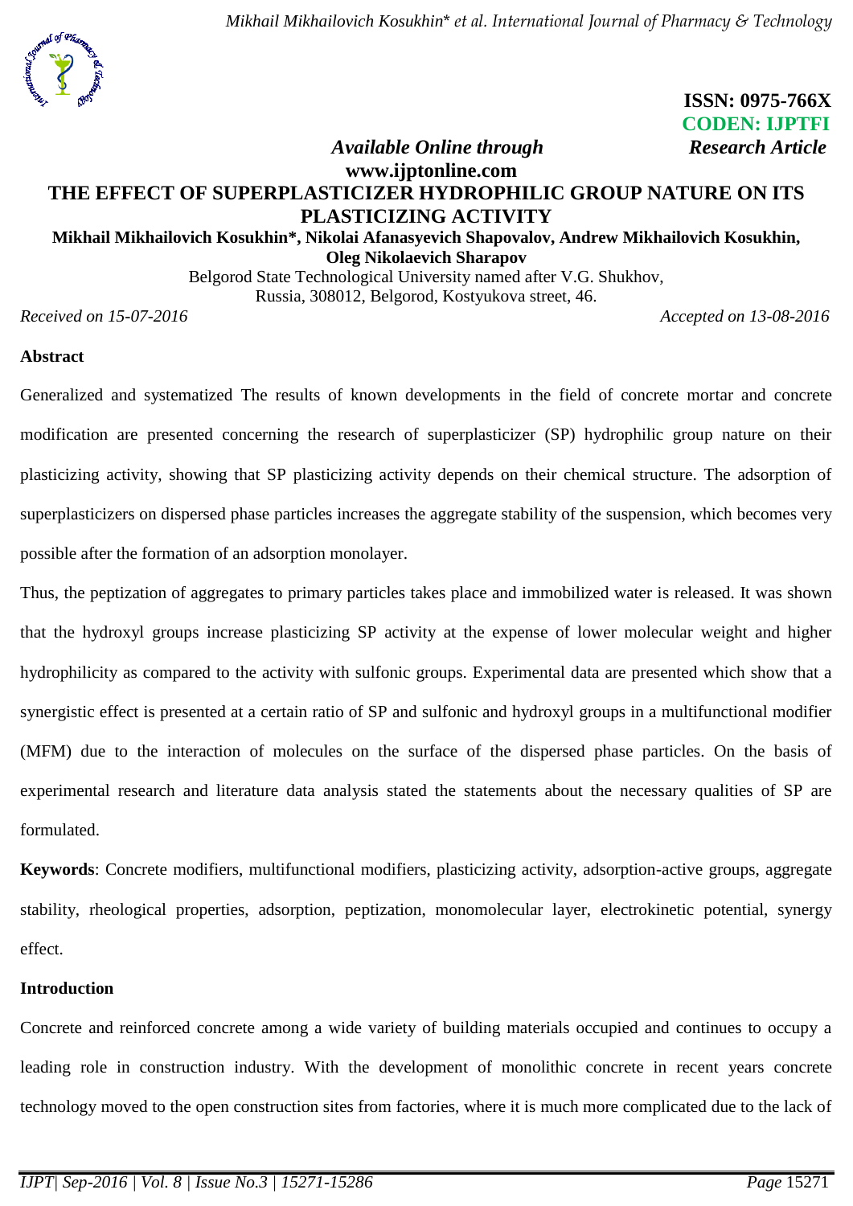ISSN: 0975-766X
CODEN: IJPTFI

*Available Online through* **www.ijptonline.com**

*Research Article*

# THE EFFECT OF SUPERPLASTICIZER HYDROPHILIC GROUP NATURE ON ITS PLASTICIZING ACTIVITY

**Mikhail Mikhailovich Kosukhin*, Nikolai Afanasyevich Shapovalov, Andrew Mikhailovich Kosukhin, Oleg Nikolaevich Sharapov**

Belgorod State Technological University named after V.G. Shukhov,
Russia, 308012, Belgorod, Kostyukova street, 46.

*Received on 15-07-2016* *Accepted on 13-08-2016*

## Abstract

Generalized and systematized The results of known developments in the field of concrete mortar and concrete modification are presented concerning the research of superplasticizer (SP) hydrophilic group nature on their plasticizing activity, showing that SP plasticizing activity depends on their chemical structure. The adsorption of superplasticizers on dispersed phase particles increases the aggregate stability of the suspension, which becomes very possible after the formation of an adsorption monolayer.

Thus, the peptization of aggregates to primary particles takes place and immobilized water is released. It was shown that the hydroxyl groups increase plasticizing SP activity at the expense of lower molecular weight and higher hydrophilicity as compared to the activity with sulfonic groups. Experimental data are presented which show that a synergistic effect is presented at a certain ratio of SP and sulfonic and hydroxyl groups in a multifunctional modifier (MFM) due to the interaction of molecules on the surface of the dispersed phase particles. On the basis of experimental research and literature data analysis stated the statements about the necessary qualities of SP are formulated.

**Keywords**: Concrete modifiers, multifunctional modifiers, plasticizing activity, adsorption-active groups, aggregate stability, rheological properties, adsorption, peptization, monomolecular layer, electrokinetic potential, synergy effect.

## Introduction

Concrete and reinforced concrete among a wide variety of building materials occupied and continues to occupy a leading role in construction industry. With the development of monolithic concrete in recent years concrete technology moved to the open construction sites from factories, where it is much more complicated due to the lack of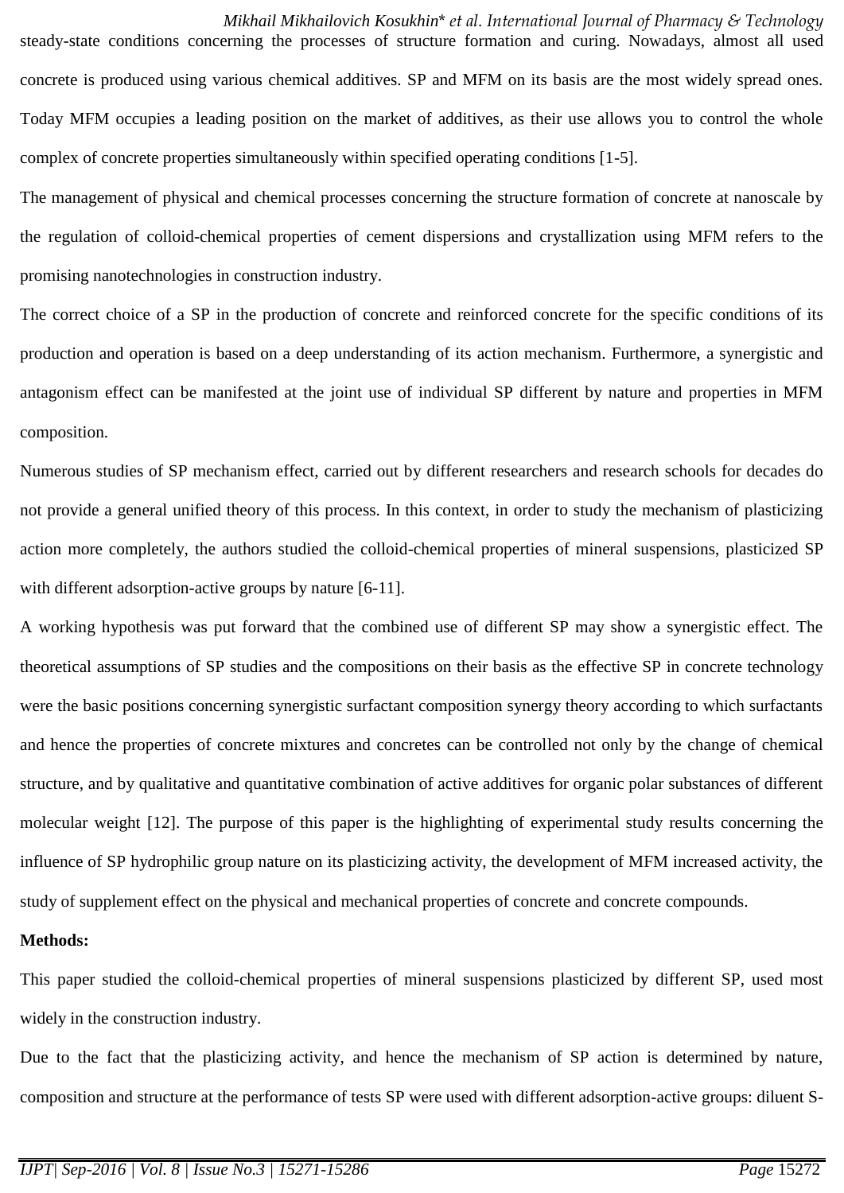steady-state conditions concerning the processes of structure formation and curing. Nowadays, almost all used concrete is produced using various chemical additives. SP and MFM on its basis are the most widely spread ones. Today MFM occupies a leading position on the market of additives, as their use allows you to control the whole complex of concrete properties simultaneously within specified operating conditions [1-5].

The management of physical and chemical processes concerning the structure formation of concrete at nanoscale by the regulation of colloid-chemical properties of cement dispersions and crystallization using MFM refers to the promising nanotechnologies in construction industry.

The correct choice of a SP in the production of concrete and reinforced concrete for the specific conditions of its production and operation is based on a deep understanding of its action mechanism. Furthermore, a synergistic and antagonism effect can be manifested at the joint use of individual SP different by nature and properties in MFM composition.

Numerous studies of SP mechanism effect, carried out by different researchers and research schools for decades do not provide a general unified theory of this process. In this context, in order to study the mechanism of plasticizing action more completely, the authors studied the colloid-chemical properties of mineral suspensions, plasticized SP with different adsorption-active groups by nature [6-11].

A working hypothesis was put forward that the combined use of different SP may show a synergistic effect. The theoretical assumptions of SP studies and the compositions on their basis as the effective SP in concrete technology were the basic positions concerning synergistic surfactant composition synergy theory according to which surfactants and hence the properties of concrete mixtures and concretes can be controlled not only by the change of chemical structure, and by qualitative and quantitative combination of active additives for organic polar substances of different molecular weight [12]. The purpose of this paper is the highlighting of experimental study results concerning the influence of SP hydrophilic group nature on its plasticizing activity, the development of MFM increased activity, the study of supplement effect on the physical and mechanical properties of concrete and concrete compounds.

**Methods:**

This paper studied the colloid-chemical properties of mineral suspensions plasticized by different SP, used most widely in the construction industry.

Due to the fact that the plasticizing activity, and hence the mechanism of SP action is determined by nature, composition and structure at the performance of tests SP were used with different adsorption-active groups: diluent S-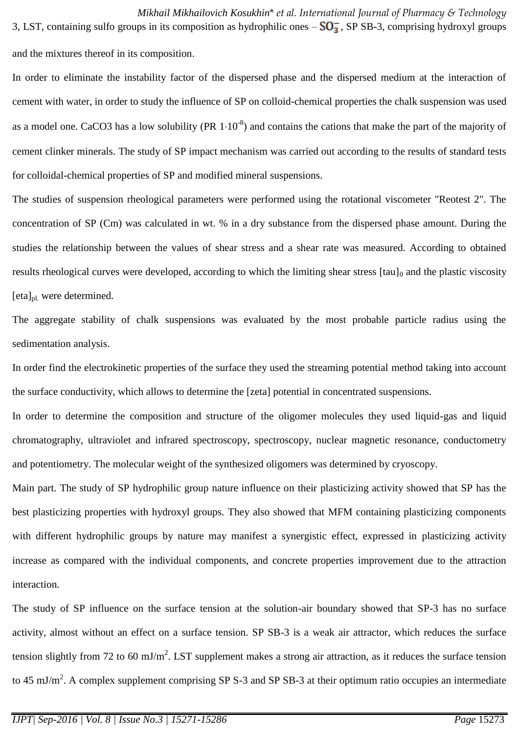3, LST, containing sulfo groups in its composition as hydrophilic ones – $SO_3^-$, SP SB-3, comprising hydroxyl groups and the mixtures thereof in its composition.

In order to eliminate the instability factor of the dispersed phase and the dispersed medium at the interaction of cement with water, in order to study the influence of SP on colloid-chemical properties the chalk suspension was used as a model one. CaCO3 has a low solubility (PR $1{\cdot}10^{-8}$) and contains the cations that make the part of the majority of cement clinker minerals. The study of SP impact mechanism was carried out according to the results of standard tests for colloidal-chemical properties of SP and modified mineral suspensions.

The studies of suspension rheological parameters were performed using the rotational viscometer "Reotest 2". The concentration of SP (Cm) was calculated in wt. % in a dry substance from the dispersed phase amount. During the studies the relationship between the values of shear stress and a shear rate was measured. According to obtained results rheological curves were developed, according to which the limiting shear stress $[tau]_0$ and the plastic viscosity $[eta]_{pl.}$ were determined.

The aggregate stability of chalk suspensions was evaluated by the most probable particle radius using the sedimentation analysis.

In order find the electrokinetic properties of the surface they used the streaming potential method taking into account the surface conductivity, which allows to determine the [zeta] potential in concentrated suspensions.

In order to determine the composition and structure of the oligomer molecules they used liquid-gas and liquid chromatography, ultraviolet and infrared spectroscopy, spectroscopy, nuclear magnetic resonance, conductometry and potentiometry. The molecular weight of the synthesized oligomers was determined by cryoscopy.

Main part. The study of SP hydrophilic group nature influence on their plasticizing activity showed that SP has the best plasticizing properties with hydroxyl groups. They also showed that MFM containing plasticizing components with different hydrophilic groups by nature may manifest a synergistic effect, expressed in plasticizing activity increase as compared with the individual components, and concrete properties improvement due to the attraction interaction.

The study of SP influence on the surface tension at the solution-air boundary showed that SP-3 has no surface activity, almost without an effect on a surface tension. SP SB-3 is a weak air attractor, which reduces the surface tension slightly from 72 to 60 $mJ/m^2$. LST supplement makes a strong air attraction, as it reduces the surface tension to 45 $mJ/m^2$. A complex supplement comprising SP S-3 and SP SB-3 at their optimum ratio occupies an intermediate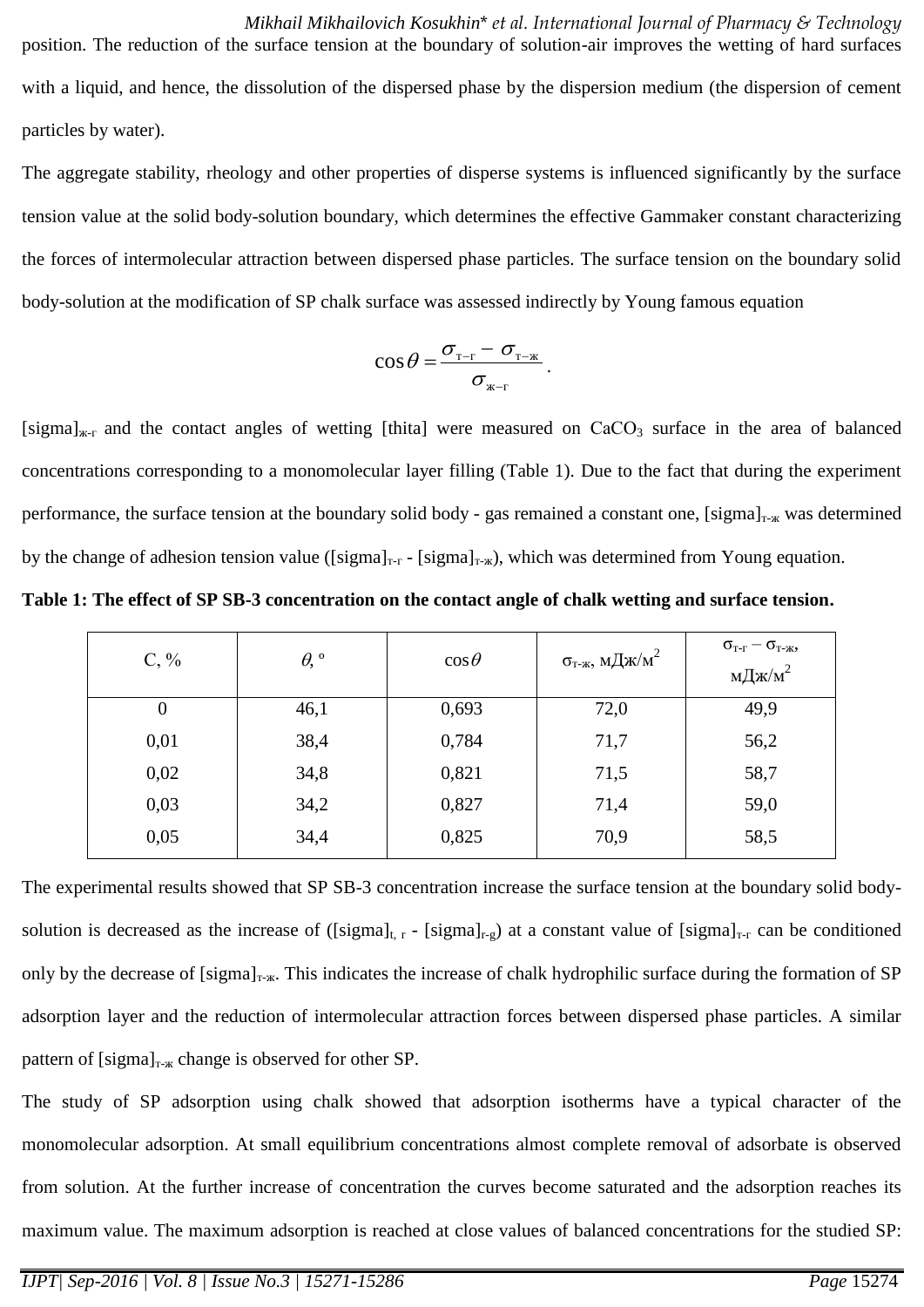position. The reduction of the surface tension at the boundary of solution-air improves the wetting of hard surfaces with a liquid, and hence, the dissolution of the dispersed phase by the dispersion medium (the dispersion of cement particles by water).

The aggregate stability, rheology and other properties of disperse systems is influenced significantly by the surface tension value at the solid body-solution boundary, which determines the effective Gammaker constant characterizing the forces of intermolecular attraction between dispersed phase particles. The surface tension on the boundary solid body-solution at the modification of SP chalk surface was assessed indirectly by Young famous equation

$$\cos\theta = \frac{\sigma_{\text{т-г}} - \sigma_{\text{т-ж}}}{\sigma_{\text{ж-г}}}.$$

[sigma]$_{\text{ж-г}}$ and the contact angles of wetting [thita] were measured on $CaCO_3$ surface in the area of balanced concentrations corresponding to a monomolecular layer filling (Table 1). Due to the fact that during the experiment performance, the surface tension at the boundary solid body - gas remained a constant one, [sigma]$_{\text{т-ж}}$ was determined by the change of adhesion tension value ([sigma]$_{\text{т-г}}$ - [sigma]$_{\text{т-ж}}$), which was determined from Young equation.

**Table 1: The effect of SP SB-3 concentration on the contact angle of chalk wetting and surface tension.**

| C, % | $\theta$, º | $\cos\theta$ | $\sigma_{\text{т-ж}}$, мДж/м$^2$ | $\sigma_{\text{т-г}} - \sigma_{\text{т-ж}}$, мДж/м$^2$ |
|---|---|---|---|---|
| 0 | 46,1 | 0,693 | 72,0 | 49,9 |
| 0,01 | 38,4 | 0,784 | 71,7 | 56,2 |
| 0,02 | 34,8 | 0,821 | 71,5 | 58,7 |
| 0,03 | 34,2 | 0,827 | 71,4 | 59,0 |
| 0,05 | 34,4 | 0,825 | 70,9 | 58,5 |

The experimental results showed that SP SB-3 concentration increase the surface tension at the boundary solid body-solution is decreased as the increase of ([sigma]$_{\text{t, r}}$ - [sigma]$_{\text{r-g}}$) at a constant value of [sigma]$_{\text{т-г}}$ can be conditioned only by the decrease of [sigma]$_{\text{т-ж}}$. This indicates the increase of chalk hydrophilic surface during the formation of SP adsorption layer and the reduction of intermolecular attraction forces between dispersed phase particles. A similar pattern of [sigma]$_{\text{т-ж}}$ change is observed for other SP.

The study of SP adsorption using chalk showed that adsorption isotherms have a typical character of the monomolecular adsorption. At small equilibrium concentrations almost complete removal of adsorbate is observed from solution. At the further increase of concentration the curves become saturated and the adsorption reaches its maximum value. The maximum adsorption is reached at close values of balanced concentrations for the studied SP: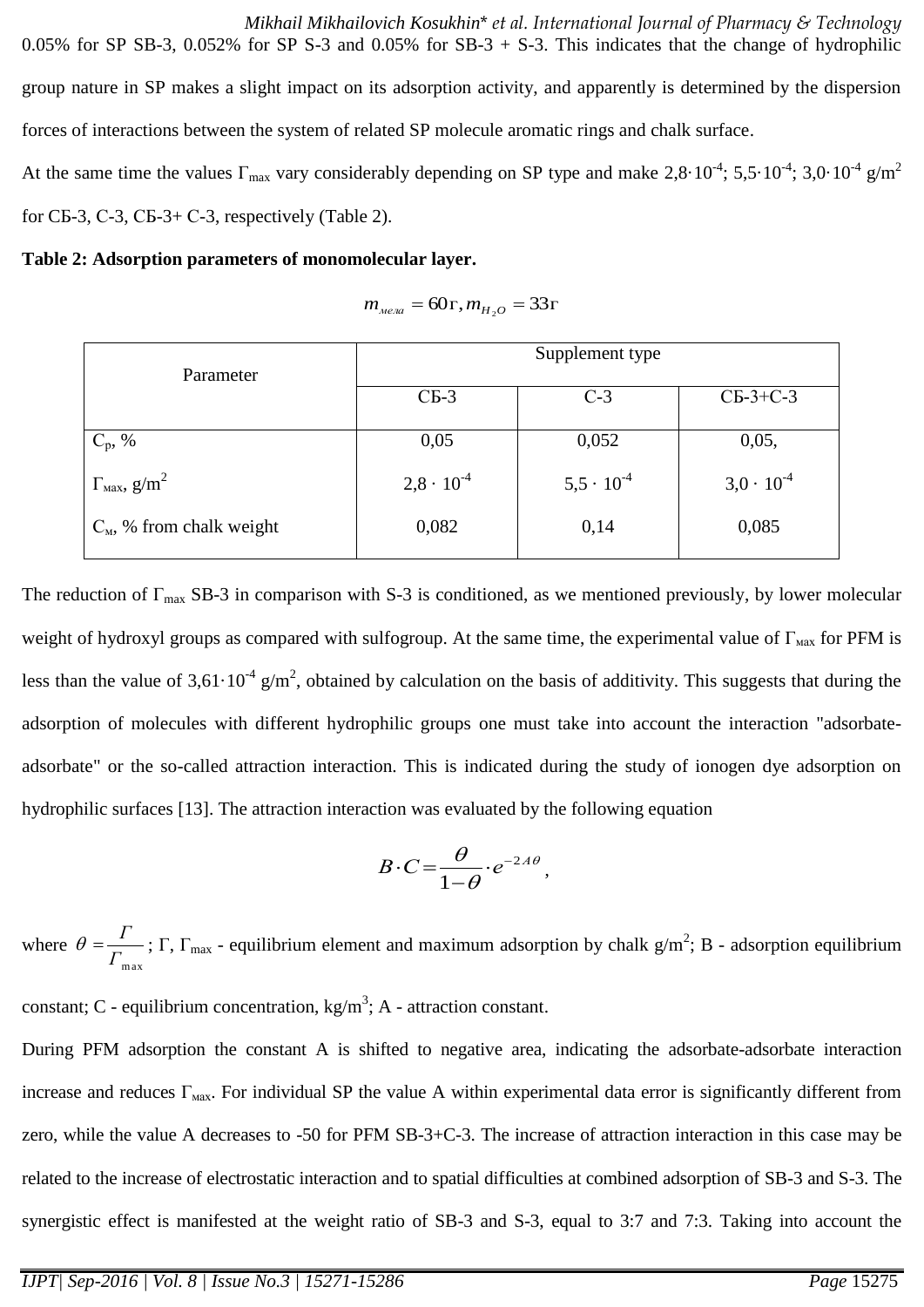0.05% for SP SB-3, 0.052% for SP S-3 and 0.05% for SB-3 + S-3. This indicates that the change of hydrophilic group nature in SP makes a slight impact on its adsorption activity, and apparently is determined by the dispersion forces of interactions between the system of related SP molecule aromatic rings and chalk surface.

At the same time the values $\Gamma_{max}$ vary considerably depending on SP type and make $2{,}8{\cdot}10^{-4}$; $5{,}5{\cdot}10^{-4}$; $3{,}0{\cdot}10^{-4}$ g/m$^2$ for СБ-3, С-3, СБ-3+ С-3, respectively (Table 2).

**Table 2: Adsorption parameters of monomolecular layer.**

$$m_{мела} = 60\text{г}, m_{H_2O} = 33\text{г}$$

| Parameter | Supplement type | | |
|---|---|---|---|
| | СБ-3 | С-3 | СБ-3+С-3 |
| $C_р$, % | 0,05 | 0,052 | 0,05, |
| $\Gamma_{мах}$, g/m$^2$ | $2{,}8 \cdot 10^{-4}$ | $5{,}5 \cdot 10^{-4}$ | $3{,}0 \cdot 10^{-4}$ |
| $C_м$, % from chalk weight | 0,082 | 0,14 | 0,085 |

The reduction of $\Gamma_{max}$ SB-3 in comparison with S-3 is conditioned, as we mentioned previously, by lower molecular weight of hydroxyl groups as compared with sulfogroup. At the same time, the experimental value of $\Gamma_{мах}$ for PFM is less than the value of $3{,}61{\cdot}10^{-4}$ g/m$^2$, obtained by calculation on the basis of additivity. This suggests that during the adsorption of molecules with different hydrophilic groups one must take into account the interaction "adsorbate-adsorbate" or the so-called attraction interaction. This is indicated during the study of ionogen dye adsorption on hydrophilic surfaces [13]. The attraction interaction was evaluated by the following equation

$$B \cdot C = \frac{\theta}{1-\theta} \cdot e^{-2A\theta},$$

where $\theta = \frac{\Gamma}{\Gamma_{max}}$; $\Gamma$, $\Gamma_{max}$ - equilibrium element and maximum adsorption by chalk g/m$^2$; B - adsorption equilibrium constant; C - equilibrium concentration, kg/m$^3$; A - attraction constant.

During PFM adsorption the constant A is shifted to negative area, indicating the adsorbate-adsorbate interaction increase and reduces $\Gamma_{мах}$. For individual SP the value A within experimental data error is significantly different from zero, while the value A decreases to -50 for PFM SB-3+C-3. The increase of attraction interaction in this case may be related to the increase of electrostatic interaction and to spatial difficulties at combined adsorption of SB-3 and S-3. The synergistic effect is manifested at the weight ratio of SB-3 and S-3, equal to 3:7 and 7:3. Taking into account the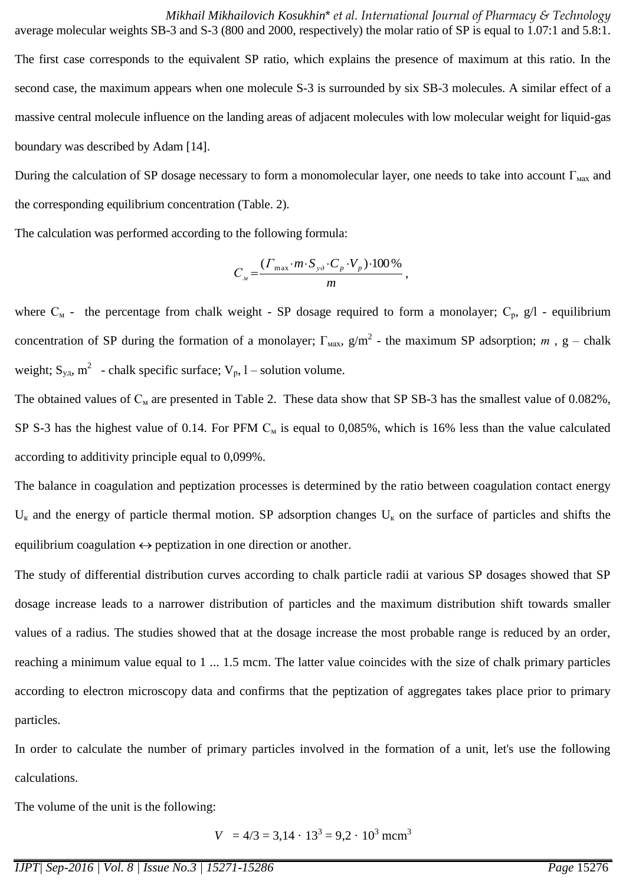average molecular weights SB-3 and S-3 (800 and 2000, respectively) the molar ratio of SP is equal to 1.07:1 and 5.8:1. The first case corresponds to the equivalent SP ratio, which explains the presence of maximum at this ratio. In the second case, the maximum appears when one molecule S-3 is surrounded by six SB-3 molecules. A similar effect of a massive central molecule influence on the landing areas of adjacent molecules with low molecular weight for liquid-gas boundary was described by Adam [14].

During the calculation of SP dosage necessary to form a monomolecular layer, one needs to take into account $\Gamma_{мах}$ and the corresponding equilibrium concentration (Table. 2).

The calculation was performed according to the following formula:

$$C_{м} = \frac{(\Gamma_{\max} \cdot m \cdot S_{уд} \cdot C_p \cdot V_p) \cdot 100\%}{m},$$

where $C_м$ - the percentage from chalk weight - SP dosage required to form a monolayer; $C_p$, g/l - equilibrium concentration of SP during the formation of a monolayer; $\Gamma_{мах}$, g/m$^2$ - the maximum SP adsorption; $m$ , g – chalk weight; $S_{уд}$, m$^2$ - chalk specific surface; $V_p$, l – solution volume.

The obtained values of $C_м$ are presented in Table 2. These data show that SP SB-3 has the smallest value of 0.082%, SP S-3 has the highest value of 0.14. For PFM $C_м$ is equal to 0,085%, which is 16% less than the value calculated according to additivity principle equal to 0,099%.

The balance in coagulation and peptization processes is determined by the ratio between coagulation contact energy $U_к$ and the energy of particle thermal motion. SP adsorption changes $U_к$ on the surface of particles and shifts the equilibrium coagulation $\leftrightarrow$ peptization in one direction or another.

The study of differential distribution curves according to chalk particle radii at various SP dosages showed that SP dosage increase leads to a narrower distribution of particles and the maximum distribution shift towards smaller values of a radius. The studies showed that at the dosage increase the most probable range is reduced by an order, reaching a minimum value equal to 1 ... 1.5 mcm. The latter value coincides with the size of chalk primary particles according to electron microscopy data and confirms that the peptization of aggregates takes place prior to primary particles.

In order to calculate the number of primary particles involved in the formation of a unit, let's use the following calculations.

The volume of the unit is the following:

$$V = 4/3 = 3{,}14 \cdot 13^3 = 9{,}2 \cdot 10^3 \text{ mcm}^3$$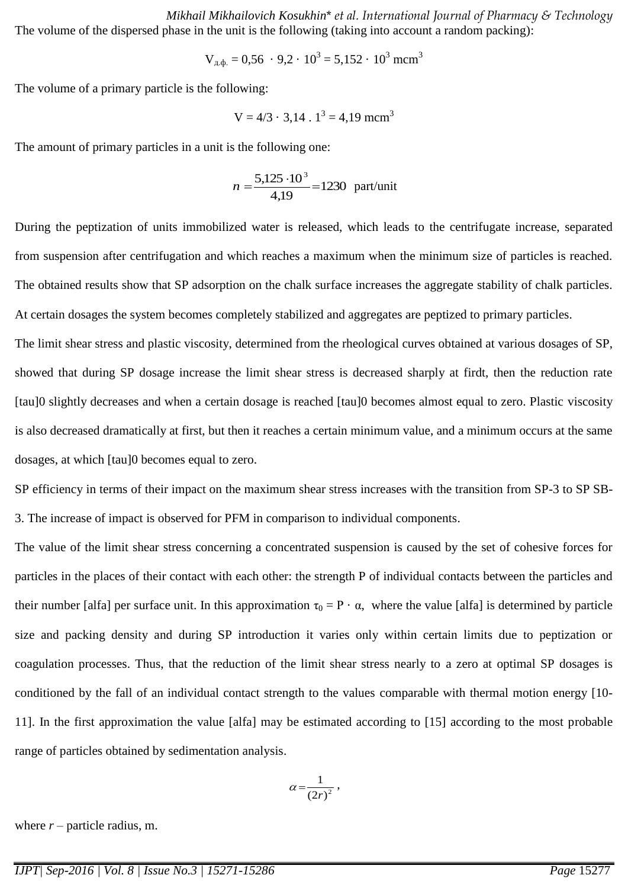The volume of the dispersed phase in the unit is the following (taking into account a random packing):

$$V_{д.ф.} = 0,56 \cdot 9,2 \cdot 10^3 = 5,152 \cdot 10^3 \text{ mcm}^3$$

The volume of a primary particle is the following:

$$V = 4/3 \cdot 3,14 \cdot 1^3 = 4,19 \text{ mcm}^3$$

The amount of primary particles in a unit is the following one:

$$n = \frac{5,125 \cdot 10^3}{4,19} = 1230 \text{ part/unit}$$

During the peptization of units immobilized water is released, which leads to the centrifugate increase, separated from suspension after centrifugation and which reaches a maximum when the minimum size of particles is reached. The obtained results show that SP adsorption on the chalk surface increases the aggregate stability of chalk particles. At certain dosages the system becomes completely stabilized and aggregates are peptized to primary particles.

The limit shear stress and plastic viscosity, determined from the rheological curves obtained at various dosages of SP, showed that during SP dosage increase the limit shear stress is decreased sharply at firdt, then the reduction rate [tau]0 slightly decreases and when a certain dosage is reached [tau]0 becomes almost equal to zero. Plastic viscosity is also decreased dramatically at first, but then it reaches a certain minimum value, and a minimum occurs at the same dosages, at which [tau]0 becomes equal to zero.

SP efficiency in terms of their impact on the maximum shear stress increases with the transition from SP-3 to SP SB-3. The increase of impact is observed for PFM in comparison to individual components.

The value of the limit shear stress concerning a concentrated suspension is caused by the set of cohesive forces for particles in the places of their contact with each other: the strength P of individual contacts between the particles and their number [alfa] per surface unit. In this approximation $\tau_0 = P \cdot \alpha$, where the value [alfa] is determined by particle size and packing density and during SP introduction it varies only within certain limits due to peptization or coagulation processes. Thus, that the reduction of the limit shear stress nearly to a zero at optimal SP dosages is conditioned by the fall of an individual contact strength to the values comparable with thermal motion energy [10-11]. In the first approximation the value [alfa] may be estimated according to [15] according to the most probable range of particles obtained by sedimentation analysis.

$$\alpha = \frac{1}{(2r)^2},$$

where $r$ – particle radius, m.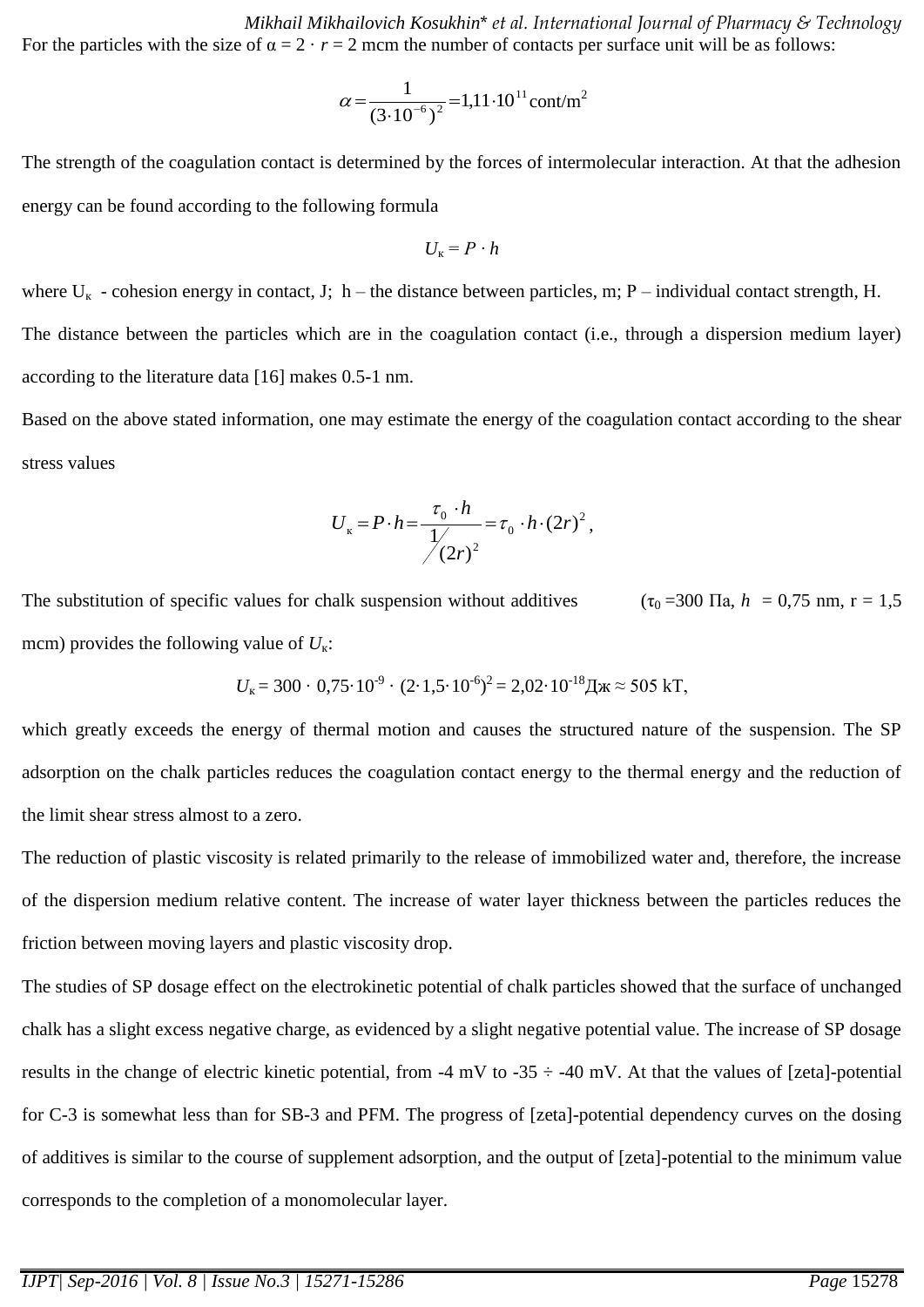For the particles with the size of $\alpha = 2 \cdot r = 2$ mcm the number of contacts per surface unit will be as follows:

$$\alpha = \frac{1}{(3 \cdot 10^{-6})^2} = 1{,}11 \cdot 10^{11} \text{ cont/m}^2$$

The strength of the coagulation contact is determined by the forces of intermolecular interaction. At that the adhesion energy can be found according to the following formula

$$U_к = P \cdot h$$

where $U_к$ - cohesion energy in contact, J; h – the distance between particles, m; P – individual contact strength, H.

The distance between the particles which are in the coagulation contact (i.e., through a dispersion medium layer) according to the literature data [16] makes 0.5-1 nm.

Based on the above stated information, one may estimate the energy of the coagulation contact according to the shear stress values

$$U_к = P \cdot h = \frac{\tau_0 \cdot h}{1/(2r)^2} = \tau_0 \cdot h \cdot (2r)^2,$$

The substitution of specific values for chalk suspension without additives ($\tau_0$ =300 Па, $h$ = 0,75 nm, r = 1,5 mcm) provides the following value of $U_к$:

$$U_к = 300 \cdot 0{,}75 \cdot 10^{-9} \cdot (2 \cdot 1{,}5 \cdot 10^{-6})^2 = 2{,}02 \cdot 10^{-18} \text{Дж} \approx 505 \text{ kT},$$

which greatly exceeds the energy of thermal motion and causes the structured nature of the suspension. The SP adsorption on the chalk particles reduces the coagulation contact energy to the thermal energy and the reduction of the limit shear stress almost to a zero.

The reduction of plastic viscosity is related primarily to the release of immobilized water and, therefore, the increase of the dispersion medium relative content. The increase of water layer thickness between the particles reduces the friction between moving layers and plastic viscosity drop.

The studies of SP dosage effect on the electrokinetic potential of chalk particles showed that the surface of unchanged chalk has a slight excess negative charge, as evidenced by a slight negative potential value. The increase of SP dosage results in the change of electric kinetic potential, from -4 mV to -35 ÷ -40 mV. At that the values of [zeta]-potential for C-3 is somewhat less than for SB-3 and PFM. The progress of [zeta]-potential dependency curves on the dosing of additives is similar to the course of supplement adsorption, and the output of [zeta]-potential to the minimum value corresponds to the completion of a monomolecular layer.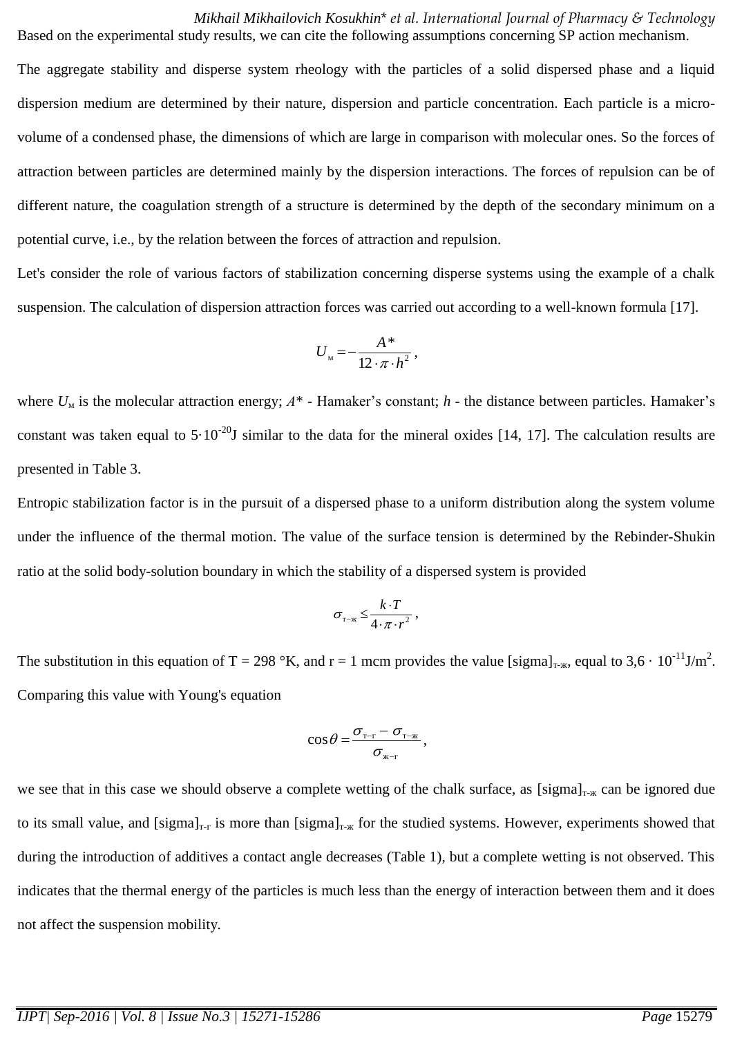Based on the experimental study results, we can cite the following assumptions concerning SP action mechanism.

The aggregate stability and disperse system rheology with the particles of a solid dispersed phase and a liquid dispersion medium are determined by their nature, dispersion and particle concentration. Each particle is a micro-volume of a condensed phase, the dimensions of which are large in comparison with molecular ones. So the forces of attraction between particles are determined mainly by the dispersion interactions. The forces of repulsion can be of different nature, the coagulation strength of a structure is determined by the depth of the secondary minimum on a potential curve, i.e., by the relation between the forces of attraction and repulsion.

Let's consider the role of various factors of stabilization concerning disperse systems using the example of a chalk suspension. The calculation of dispersion attraction forces was carried out according to a well-known formula [17].

$$U_{\text{м}} = -\frac{A^*}{12 \cdot \pi \cdot h^2},$$

where $U_{\text{м}}$ is the molecular attraction energy; $A^*$ - Hamaker's constant; $h$ - the distance between particles. Hamaker's constant was taken equal to $5 \cdot 10^{-20}$J similar to the data for the mineral oxides [14, 17]. The calculation results are presented in Table 3.

Entropic stabilization factor is in the pursuit of a dispersed phase to a uniform distribution along the system volume under the influence of the thermal motion. The value of the surface tension is determined by the Rebinder-Shukin ratio at the solid body-solution boundary in which the stability of a dispersed system is provided

$$\sigma_{\text{т-ж}} \leq \frac{k \cdot T}{4 \cdot \pi \cdot r^2},$$

The substitution in this equation of T = 298 °K, and r = 1 mcm provides the value [sigma]$_{\text{т-ж}}$, equal to $3{,}6 \cdot 10^{-11}$J/m$^2$. Comparing this value with Young's equation

$$\cos\theta = \frac{\sigma_{\text{т-г}} - \sigma_{\text{т-ж}}}{\sigma_{\text{ж-г}}},$$

we see that in this case we should observe a complete wetting of the chalk surface, as [sigma]$_{\text{т-ж}}$ can be ignored due to its small value, and [sigma]$_{\text{т-г}}$ is more than [sigma]$_{\text{т-ж}}$ for the studied systems. However, experiments showed that during the introduction of additives a contact angle decreases (Table 1), but a complete wetting is not observed. This indicates that the thermal energy of the particles is much less than the energy of interaction between them and it does not affect the suspension mobility.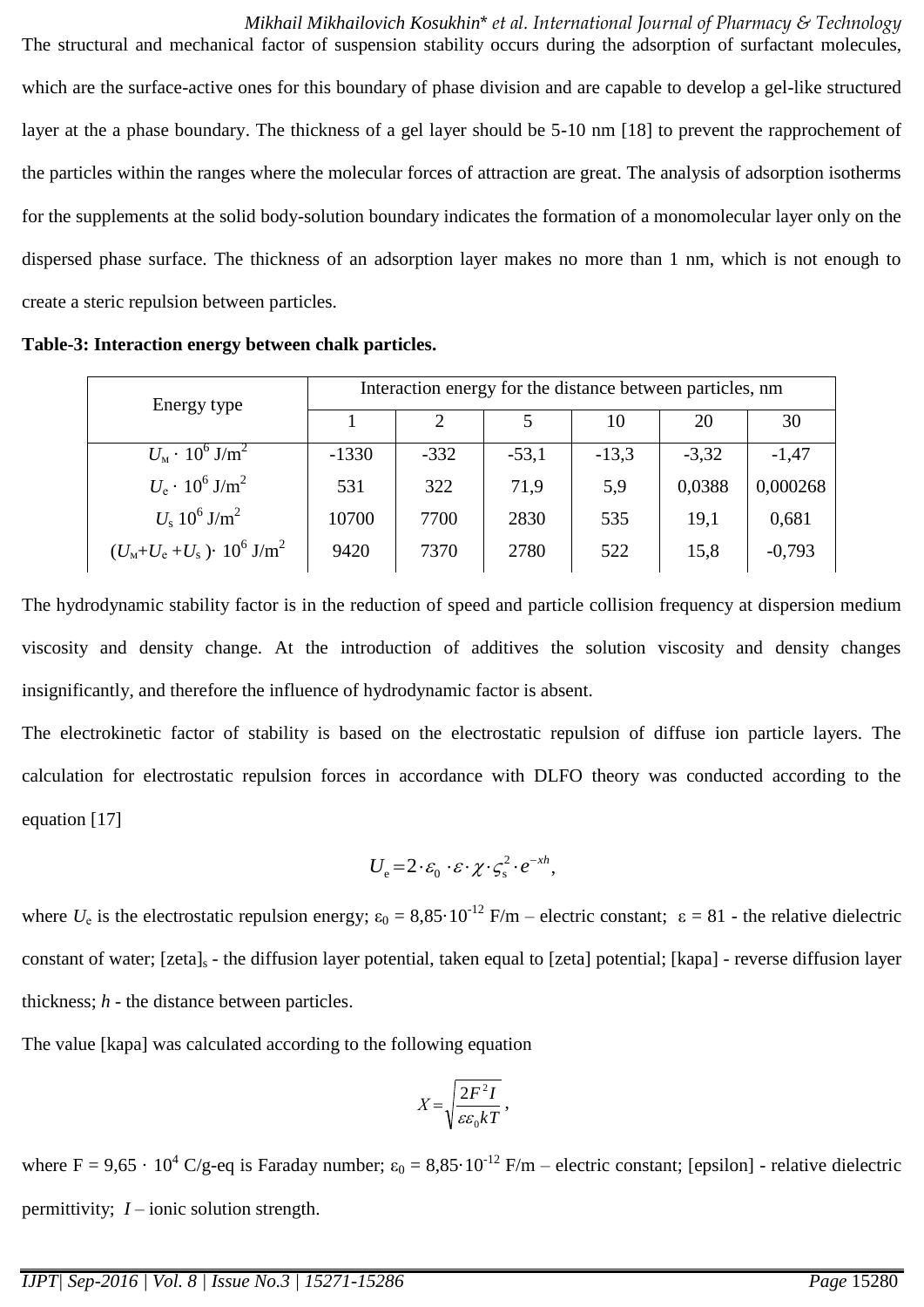The structural and mechanical factor of suspension stability occurs during the adsorption of surfactant molecules, which are the surface-active ones for this boundary of phase division and are capable to develop a gel-like structured layer at the a phase boundary. The thickness of a gel layer should be 5-10 nm [18] to prevent the rapprochement of the particles within the ranges where the molecular forces of attraction are great. The analysis of adsorption isotherms for the supplements at the solid body-solution boundary indicates the formation of a monomolecular layer only on the dispersed phase surface. The thickness of an adsorption layer makes no more than 1 nm, which is not enough to create a steric repulsion between particles.

**Table-3: Interaction energy between chalk particles.**

| Energy type | Interaction energy for the distance between particles, nm | | | | | |
|---|---|---|---|---|---|---|
| | 1 | 2 | 5 | 10 | 20 | 30 |
| $U_м \cdot 10^6$ J/m$^2$ | -1330 | -332 | -53,1 | -13,3 | -3,32 | -1,47 |
| $U_e \cdot 10^6$ J/m$^2$ | 531 | 322 | 71,9 | 5,9 | 0,0388 | 0,000268 |
| $U_s$ $10^6$ J/m$^2$ | 10700 | 7700 | 2830 | 535 | 19,1 | 0,681 |
| $(U_м+U_e+U_s)\cdot 10^6$ J/m$^2$ | 9420 | 7370 | 2780 | 522 | 15,8 | -0,793 |

The hydrodynamic stability factor is in the reduction of speed and particle collision frequency at dispersion medium viscosity and density change. At the introduction of additives the solution viscosity and density changes insignificantly, and therefore the influence of hydrodynamic factor is absent.

The electrokinetic factor of stability is based on the electrostatic repulsion of diffuse ion particle layers. The calculation for electrostatic repulsion forces in accordance with DLFO theory was conducted according to the equation [17]

$$U_e = 2 \cdot \varepsilon_0 \cdot \varepsilon \cdot \chi \cdot \varsigma_s^2 \cdot e^{-xh},$$

where $U_e$ is the electrostatic repulsion energy; $\varepsilon_0 = 8{,}85 \cdot 10^{-12}$ F/m – electric constant; $\varepsilon = 81$ - the relative dielectric constant of water; [zeta]$_s$ - the diffusion layer potential, taken equal to [zeta] potential; [kapa] - reverse diffusion layer thickness; $h$ - the distance between particles.

The value [kapa] was calculated according to the following equation

$$X = \sqrt{\frac{2F^2 I}{\varepsilon \varepsilon_0 kT}},$$

where F = $9{,}65 \cdot 10^4$ C/g-eq is Faraday number; $\varepsilon_0 = 8{,}85 \cdot 10^{-12}$ F/m – electric constant; [epsilon] - relative dielectric permittivity; $I$ – ionic solution strength.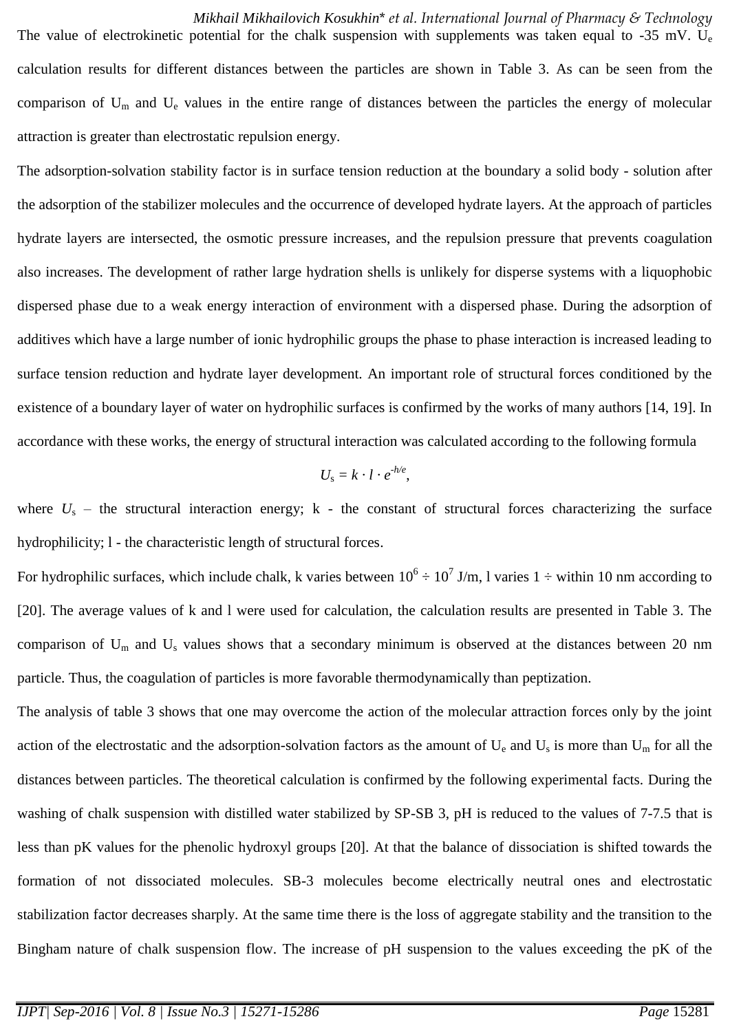The value of electrokinetic potential for the chalk suspension with supplements was taken equal to -35 mV. $U_e$ calculation results for different distances between the particles are shown in Table 3. As can be seen from the comparison of $U_m$ and $U_e$ values in the entire range of distances between the particles the energy of molecular attraction is greater than electrostatic repulsion energy.

The adsorption-solvation stability factor is in surface tension reduction at the boundary a solid body - solution after the adsorption of the stabilizer molecules and the occurrence of developed hydrate layers. At the approach of particles hydrate layers are intersected, the osmotic pressure increases, and the repulsion pressure that prevents coagulation also increases. The development of rather large hydration shells is unlikely for disperse systems with a liquophobic dispersed phase due to a weak energy interaction of environment with a dispersed phase. During the adsorption of additives which have a large number of ionic hydrophilic groups the phase to phase interaction is increased leading to surface tension reduction and hydrate layer development. An important role of structural forces conditioned by the existence of a boundary layer of water on hydrophilic surfaces is confirmed by the works of many authors [14, 19]. In accordance with these works, the energy of structural interaction was calculated according to the following formula

$$U_s = k \cdot l \cdot e^{-h/e},$$

where $U_s$ – the structural interaction energy; k - the constant of structural forces characterizing the surface hydrophilicity; l - the characteristic length of structural forces.

For hydrophilic surfaces, which include chalk, k varies between $10^6 \div 10^7$ J/m, l varies 1 ÷ within 10 nm according to [20]. The average values of k and l were used for calculation, the calculation results are presented in Table 3. The comparison of $U_m$ and $U_s$ values shows that a secondary minimum is observed at the distances between 20 nm particle. Thus, the coagulation of particles is more favorable thermodynamically than peptization.

The analysis of table 3 shows that one may overcome the action of the molecular attraction forces only by the joint action of the electrostatic and the adsorption-solvation factors as the amount of $U_e$ and $U_s$ is more than $U_m$ for all the distances between particles. The theoretical calculation is confirmed by the following experimental facts. During the washing of chalk suspension with distilled water stabilized by SP-SB 3, pH is reduced to the values of 7-7.5 that is less than pK values for the phenolic hydroxyl groups [20]. At that the balance of dissociation is shifted towards the formation of not dissociated molecules. SB-3 molecules become electrically neutral ones and electrostatic stabilization factor decreases sharply. At the same time there is the loss of aggregate stability and the transition to the Bingham nature of chalk suspension flow. The increase of pH suspension to the values exceeding the pK of the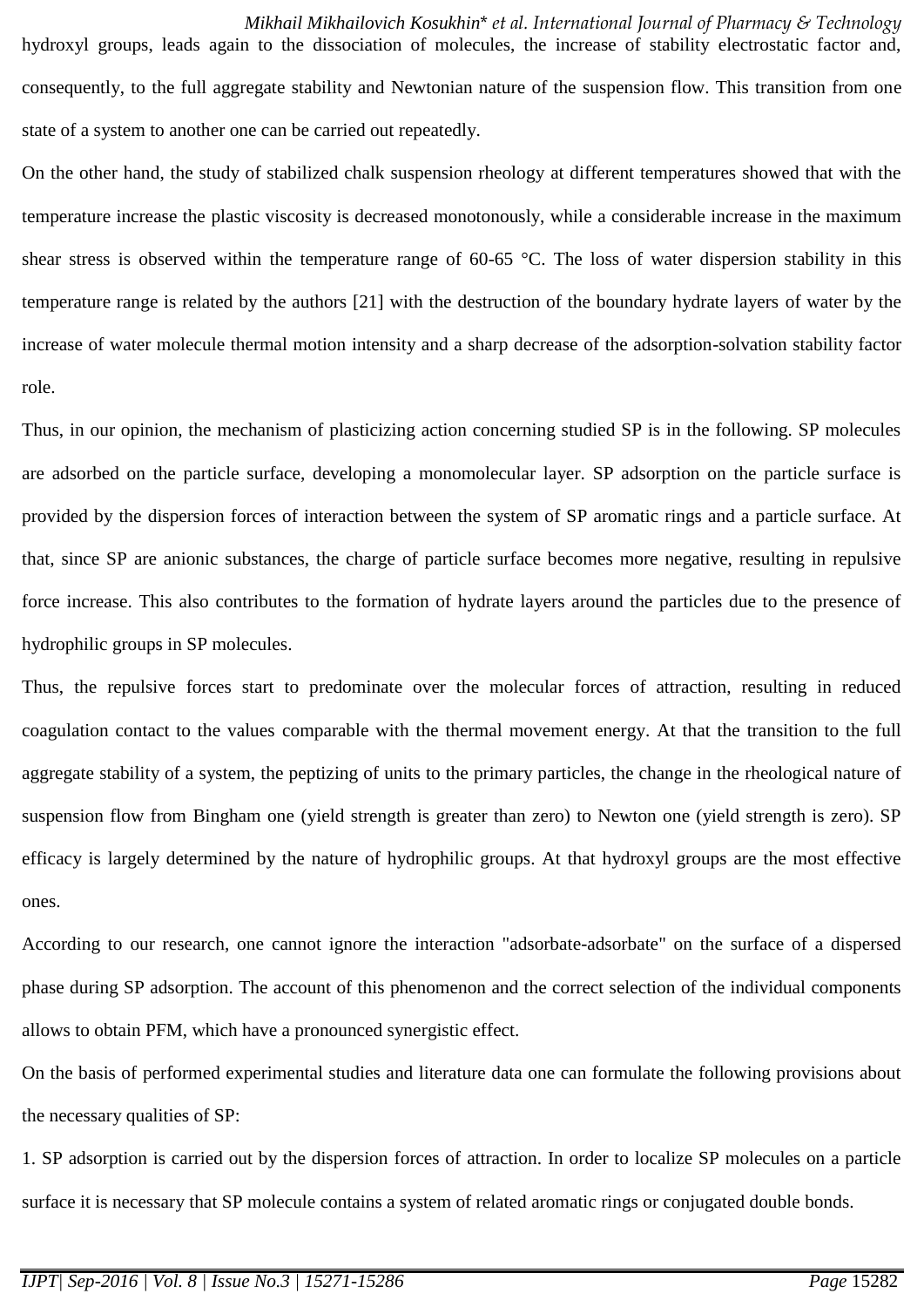hydroxyl groups, leads again to the dissociation of molecules, the increase of stability electrostatic factor and, consequently, to the full aggregate stability and Newtonian nature of the suspension flow. This transition from one state of a system to another one can be carried out repeatedly.

On the other hand, the study of stabilized chalk suspension rheology at different temperatures showed that with the temperature increase the plastic viscosity is decreased monotonously, while a considerable increase in the maximum shear stress is observed within the temperature range of 60-65 °C. The loss of water dispersion stability in this temperature range is related by the authors [21] with the destruction of the boundary hydrate layers of water by the increase of water molecule thermal motion intensity and a sharp decrease of the adsorption-solvation stability factor role.

Thus, in our opinion, the mechanism of plasticizing action concerning studied SP is in the following. SP molecules are adsorbed on the particle surface, developing a monomolecular layer. SP adsorption on the particle surface is provided by the dispersion forces of interaction between the system of SP aromatic rings and a particle surface. At that, since SP are anionic substances, the charge of particle surface becomes more negative, resulting in repulsive force increase. This also contributes to the formation of hydrate layers around the particles due to the presence of hydrophilic groups in SP molecules.

Thus, the repulsive forces start to predominate over the molecular forces of attraction, resulting in reduced coagulation contact to the values comparable with the thermal movement energy. At that the transition to the full aggregate stability of a system, the peptizing of units to the primary particles, the change in the rheological nature of suspension flow from Bingham one (yield strength is greater than zero) to Newton one (yield strength is zero). SP efficacy is largely determined by the nature of hydrophilic groups. At that hydroxyl groups are the most effective ones.

According to our research, one cannot ignore the interaction "adsorbate-adsorbate" on the surface of a dispersed phase during SP adsorption. The account of this phenomenon and the correct selection of the individual components allows to obtain PFM, which have a pronounced synergistic effect.

On the basis of performed experimental studies and literature data one can formulate the following provisions about the necessary qualities of SP:

1. SP adsorption is carried out by the dispersion forces of attraction. In order to localize SP molecules on a particle surface it is necessary that SP molecule contains a system of related aromatic rings or conjugated double bonds.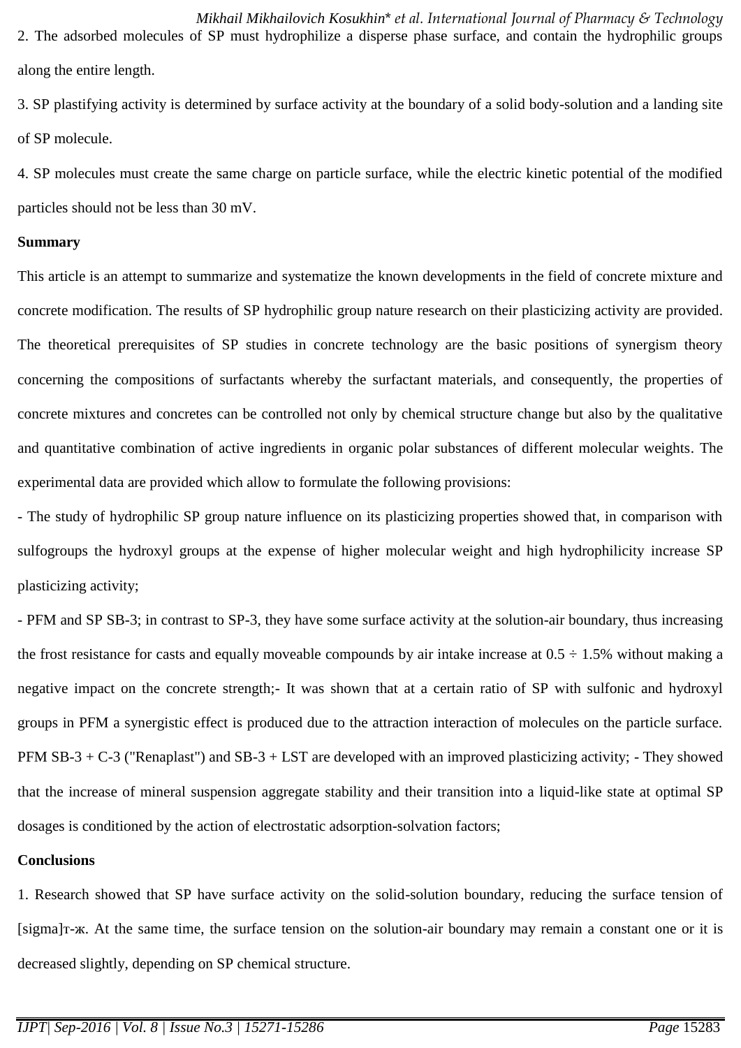2. The adsorbed molecules of SP must hydrophilize a disperse phase surface, and contain the hydrophilic groups along the entire length.

3. SP plastifying activity is determined by surface activity at the boundary of a solid body-solution and a landing site of SP molecule.

4. SP molecules must create the same charge on particle surface, while the electric kinetic potential of the modified particles should not be less than 30 mV.

**Summary**

This article is an attempt to summarize and systematize the known developments in the field of concrete mixture and concrete modification. The results of SP hydrophilic group nature research on their plasticizing activity are provided. The theoretical prerequisites of SP studies in concrete technology are the basic positions of synergism theory concerning the compositions of surfactants whereby the surfactant materials, and consequently, the properties of concrete mixtures and concretes can be controlled not only by chemical structure change but also by the qualitative and quantitative combination of active ingredients in organic polar substances of different molecular weights. The experimental data are provided which allow to formulate the following provisions:

- The study of hydrophilic SP group nature influence on its plasticizing properties showed that, in comparison with sulfogroups the hydroxyl groups at the expense of higher molecular weight and high hydrophilicity increase SP plasticizing activity;

- PFM and SP SB-3; in contrast to SP-3, they have some surface activity at the solution-air boundary, thus increasing the frost resistance for casts and equally moveable compounds by air intake increase at 0.5 ÷ 1.5% without making a negative impact on the concrete strength;- It was shown that at a certain ratio of SP with sulfonic and hydroxyl groups in PFM a synergistic effect is produced due to the attraction interaction of molecules on the particle surface. PFM SB-3 + C-3 ("Renaplast") and SB-3 + LST are developed with an improved plasticizing activity; - They showed that the increase of mineral suspension aggregate stability and their transition into a liquid-like state at optimal SP dosages is conditioned by the action of electrostatic adsorption-solvation factors;

**Conclusions**

1. Research showed that SP have surface activity on the solid-solution boundary, reducing the surface tension of [sigma]т-ж. At the same time, the surface tension on the solution-air boundary may remain a constant one or it is decreased slightly, depending on SP chemical structure.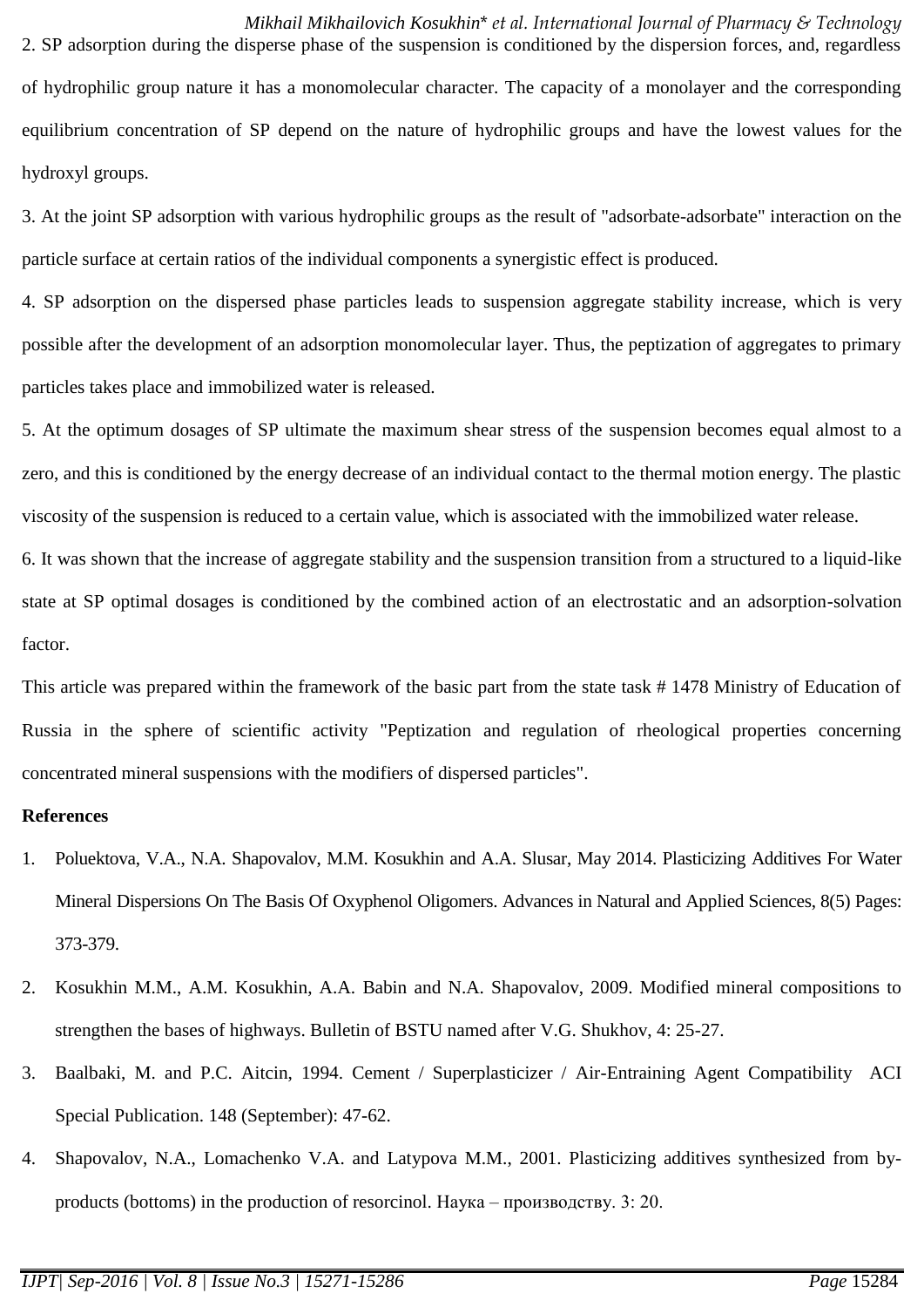2. SP adsorption during the disperse phase of the suspension is conditioned by the dispersion forces, and, regardless of hydrophilic group nature it has a monomolecular character. The capacity of a monolayer and the corresponding equilibrium concentration of SP depend on the nature of hydrophilic groups and have the lowest values for the hydroxyl groups.

3. At the joint SP adsorption with various hydrophilic groups as the result of "adsorbate-adsorbate" interaction on the particle surface at certain ratios of the individual components a synergistic effect is produced.

4. SP adsorption on the dispersed phase particles leads to suspension aggregate stability increase, which is very possible after the development of an adsorption monomolecular layer. Thus, the peptization of aggregates to primary particles takes place and immobilized water is released.

5. At the optimum dosages of SP ultimate the maximum shear stress of the suspension becomes equal almost to a zero, and this is conditioned by the energy decrease of an individual contact to the thermal motion energy. The plastic viscosity of the suspension is reduced to a certain value, which is associated with the immobilized water release.

6. It was shown that the increase of aggregate stability and the suspension transition from a structured to a liquid-like state at SP optimal dosages is conditioned by the combined action of an electrostatic and an adsorption-solvation factor.

This article was prepared within the framework of the basic part from the state task # 1478 Ministry of Education of Russia in the sphere of scientific activity "Peptization and regulation of rheological properties concerning concentrated mineral suspensions with the modifiers of dispersed particles".

**References**

1. Poluektova, V.A., N.A. Shapovalov, M.M. Kosukhin and A.A. Slusar, May 2014. Plasticizing Additives For Water Mineral Dispersions On The Basis Of Oxyphenol Oligomers. Advances in Natural and Applied Sciences, 8(5) Pages: 373-379.
2. Kosukhin M.M., A.M. Kosukhin, A.A. Babin and N.A. Shapovalov, 2009. Modified mineral compositions to strengthen the bases of highways. Bulletin of BSTU named after V.G. Shukhov, 4: 25-27.
3. Baalbaki, M. and P.C. Aitcin, 1994. Cement / Superplasticizer / Air-Entraining Agent Compatibility ACI Special Publication. 148 (September): 47-62.
4. Shapovalov, N.A., Lomachenko V.A. and Latypova M.M., 2001. Plasticizing additives synthesized from by-products (bottoms) in the production of resorcinol. Наука – производству. 3: 20.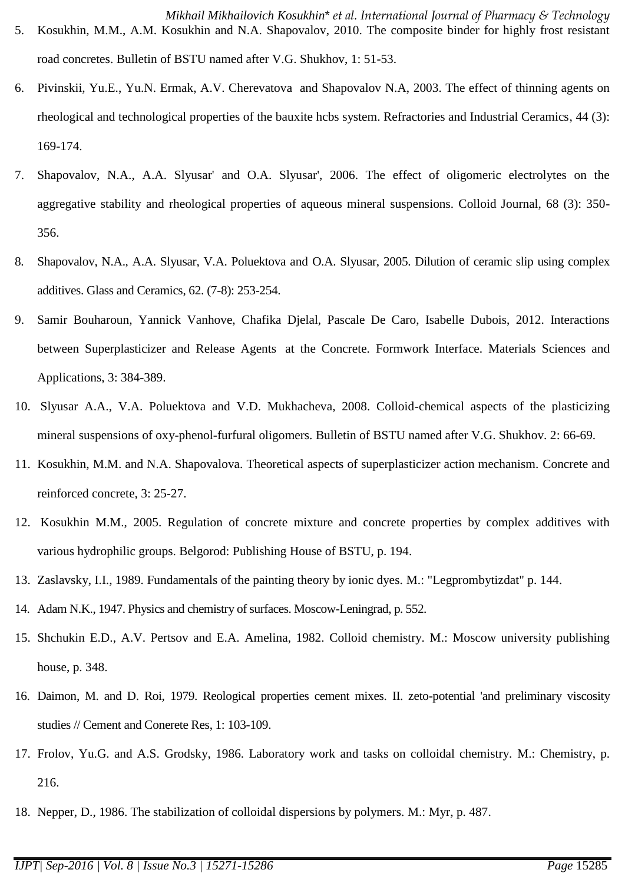5. Kosukhin, M.M., A.M. Kosukhin and N.A. Shapovalov, 2010. The composite binder for highly frost resistant road concretes. Bulletin of BSTU named after V.G. Shukhov, 1: 51-53.
6. Pivinskii, Yu.E., Yu.N. Ermak, A.V. Cherevatova and Shapovalov N.A, 2003. The effect of thinning agents on rheological and technological properties of the bauxite hcbs system. Refractories and Industrial Ceramics, 44 (3): 169-174.
7. Shapovalov, N.A., A.A. Slyusar' and O.A. Slyusar', 2006. The effect of oligomeric electrolytes on the aggregative stability and rheological properties of aqueous mineral suspensions. Colloid Journal, 68 (3): 350-356.
8. Shapovalov, N.A., A.A. Slyusar, V.A. Poluektova and O.A. Slyusar, 2005. Dilution of ceramic slip using complex additives. Glass and Ceramics, 62. (7-8): 253-254.
9. Samir Bouharoun, Yannick Vanhove, Chafika Djelal, Pascale De Caro, Isabelle Dubois, 2012. Interactions between Superplasticizer and Release Agents at the Concrete. Formwork Interface. Materials Sciences and Applications, 3: 384-389.
10. Slyusar A.A., V.A. Poluektova and V.D. Mukhacheva, 2008. Colloid-chemical aspects of the plasticizing mineral suspensions of oxy-phenol-furfural oligomers. Bulletin of BSTU named after V.G. Shukhov. 2: 66-69.
11. Kosukhin, M.M. and N.A. Shapovalova. Theoretical aspects of superplasticizer action mechanism. Concrete and reinforced concrete, 3: 25-27.
12. Kosukhin M.M., 2005. Regulation of concrete mixture and concrete properties by complex additives with various hydrophilic groups. Belgorod: Publishing House of BSTU, p. 194.
13. Zaslavsky, I.I., 1989. Fundamentals of the painting theory by ionic dyes. M.: "Legprombytizdat" p. 144.
14. Adam N.K., 1947. Physics and chemistry of surfaces. Moscow-Leningrad, p. 552.
15. Shchukin E.D., A.V. Pertsov and E.A. Amelina, 1982. Colloid chemistry. M.: Moscow university publishing house, p. 348.
16. Daimon, M. and D. Roi, 1979. Reological properties cement mixes. II. zeto-potential 'and preliminary viscosity studies // Cement and Conerete Res, 1: 103-109.
17. Frolov, Yu.G. and A.S. Grodsky, 1986. Laboratory work and tasks on colloidal chemistry. M.: Chemistry, p. 216.
18. Nepper, D., 1986. The stabilization of colloidal dispersions by polymers. M.: Myr, p. 487.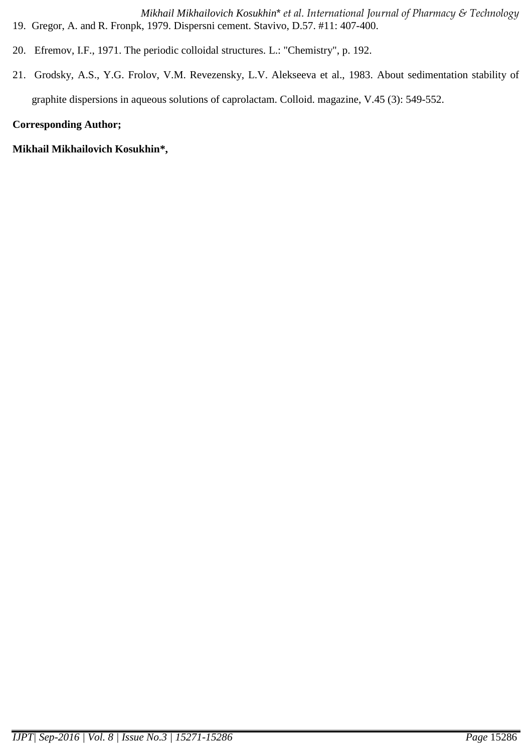19. Gregor, A. and R. Fronpk, 1979. Dispersni cement. Stavivo, D.57. #11: 407-400.

20. Efremov, I.F., 1971. The periodic colloidal structures. L.: "Chemistry", p. 192.

21. Grodsky, A.S., Y.G. Frolov, V.M. Revezensky, L.V. Alekseeva et al., 1983. About sedimentation stability of graphite dispersions in aqueous solutions of caprolactam. Colloid. magazine, V.45 (3): 549-552.

**Corresponding Author;**

**Mikhail Mikhailovich Kosukhin*,**